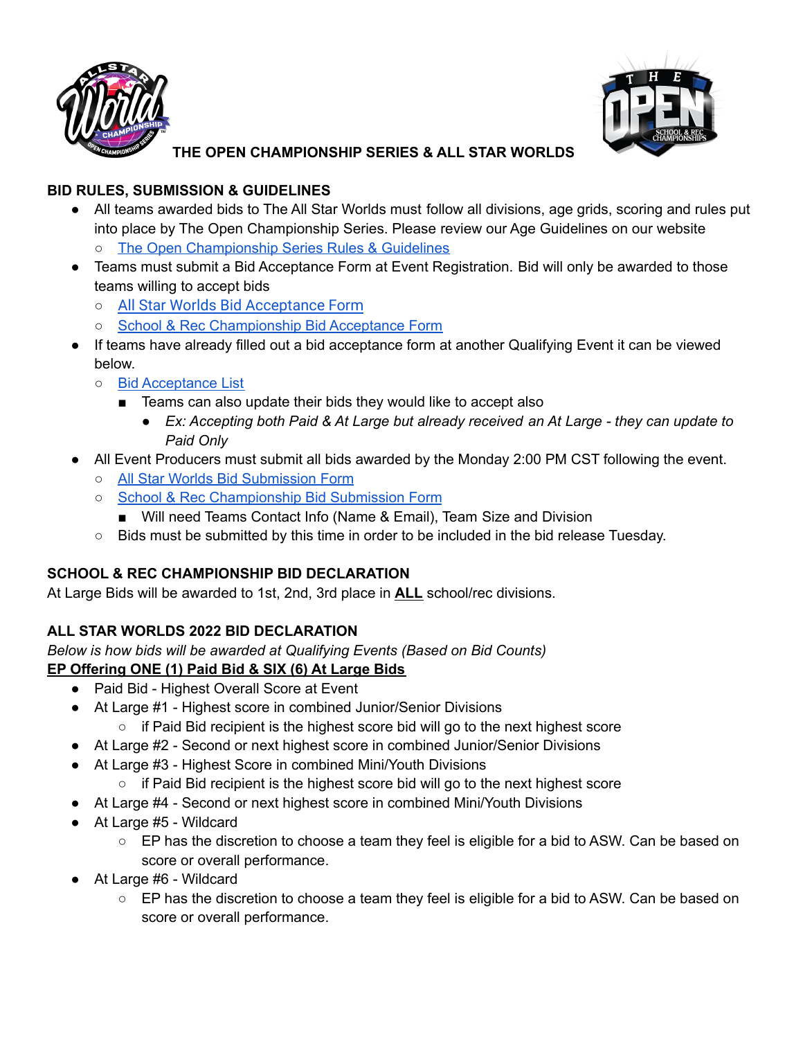# THE OPEN CHAMPIONSHIP SERIES & ALL STAR WORLDS

## BID RULES, SUBMISSION & GUIDELINES

- All teams awarded bids to The All Star Worlds must follow all divisions, age grids, scoring and rules put into place by The Open Championship Series. Please review our Age Guidelines on our website
  - The Open Championship Series Rules & Guidelines
- Teams must submit a Bid Acceptance Form at Event Registration. Bid will only be awarded to those teams willing to accept bids
  - All Star Worlds Bid Acceptance Form
  - School & Rec Championship Bid Acceptance Form
- If teams have already filled out a bid acceptance form at another Qualifying Event it can be viewed below.
  - Bid Acceptance List
    - Teams can also update their bids they would like to accept also
      - *Ex: Accepting both Paid & At Large but already received an At Large - they can update to Paid Only*
- All Event Producers must submit all bids awarded by the Monday 2:00 PM CST following the event.
  - All Star Worlds Bid Submission Form
  - School & Rec Championship Bid Submission Form
    - Will need Teams Contact Info (Name & Email), Team Size and Division
  - Bids must be submitted by this time in order to be included in the bid release Tuesday.

## SCHOOL & REC CHAMPIONSHIP BID DECLARATION

At Large Bids will be awarded to 1st, 2nd, 3rd place in **ALL** school/rec divisions.

## ALL STAR WORLDS 2022 BID DECLARATION

*Below is how bids will be awarded at Qualifying Events (Based on Bid Counts)*

**EP Offering ONE (1) Paid Bid & SIX (6) At Large Bids**

- Paid Bid - Highest Overall Score at Event
- At Large #1 - Highest score in combined Junior/Senior Divisions
  - if Paid Bid recipient is the highest score bid will go to the next highest score
- At Large #2 - Second or next highest score in combined Junior/Senior Divisions
- At Large #3 - Highest Score in combined Mini/Youth Divisions
  - if Paid Bid recipient is the highest score bid will go to the next highest score
- At Large #4 - Second or next highest score in combined Mini/Youth Divisions
- At Large #5 - Wildcard
  - EP has the discretion to choose a team they feel is eligible for a bid to ASW. Can be based on score or overall performance.
- At Large #6 - Wildcard
  - EP has the discretion to choose a team they feel is eligible for a bid to ASW. Can be based on score or overall performance.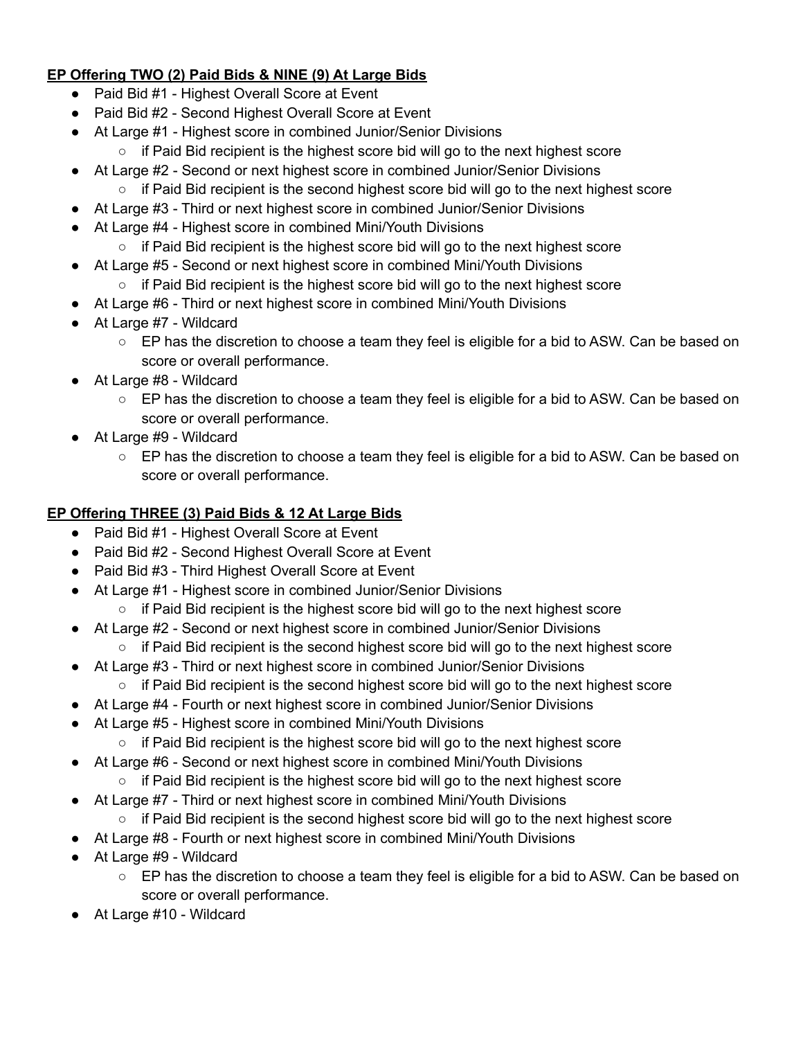**EP Offering TWO (2) Paid Bids & NINE (9) At Large Bids**

- Paid Bid #1 - Highest Overall Score at Event
- Paid Bid #2 - Second Highest Overall Score at Event
- At Large #1 - Highest score in combined Junior/Senior Divisions
    - if Paid Bid recipient is the highest score bid will go to the next highest score
- At Large #2 - Second or next highest score in combined Junior/Senior Divisions
    - if Paid Bid recipient is the second highest score bid will go to the next highest score
- At Large #3 - Third or next highest score in combined Junior/Senior Divisions
- At Large #4 - Highest score in combined Mini/Youth Divisions
    - if Paid Bid recipient is the highest score bid will go to the next highest score
- At Large #5 - Second or next highest score in combined Mini/Youth Divisions
    - if Paid Bid recipient is the highest score bid will go to the next highest score
- At Large #6 - Third or next highest score in combined Mini/Youth Divisions
- At Large #7 - Wildcard
    - EP has the discretion to choose a team they feel is eligible for a bid to ASW. Can be based on score or overall performance.
- At Large #8 - Wildcard
    - EP has the discretion to choose a team they feel is eligible for a bid to ASW. Can be based on score or overall performance.
- At Large #9 - Wildcard
    - EP has the discretion to choose a team they feel is eligible for a bid to ASW. Can be based on score or overall performance.

**EP Offering THREE (3) Paid Bids & 12 At Large Bids**

- Paid Bid #1 - Highest Overall Score at Event
- Paid Bid #2 - Second Highest Overall Score at Event
- Paid Bid #3 - Third Highest Overall Score at Event
- At Large #1 - Highest score in combined Junior/Senior Divisions
    - if Paid Bid recipient is the highest score bid will go to the next highest score
- At Large #2 - Second or next highest score in combined Junior/Senior Divisions
    - if Paid Bid recipient is the second highest score bid will go to the next highest score
- At Large #3 - Third or next highest score in combined Junior/Senior Divisions
    - if Paid Bid recipient is the second highest score bid will go to the next highest score
- At Large #4 - Fourth or next highest score in combined Junior/Senior Divisions
- At Large #5 - Highest score in combined Mini/Youth Divisions
    - if Paid Bid recipient is the highest score bid will go to the next highest score
- At Large #6 - Second or next highest score in combined Mini/Youth Divisions
    - if Paid Bid recipient is the highest score bid will go to the next highest score
- At Large #7 - Third or next highest score in combined Mini/Youth Divisions
    - if Paid Bid recipient is the second highest score bid will go to the next highest score
- At Large #8 - Fourth or next highest score in combined Mini/Youth Divisions
- At Large #9 - Wildcard
    - EP has the discretion to choose a team they feel is eligible for a bid to ASW. Can be based on score or overall performance.
- At Large #10 - Wildcard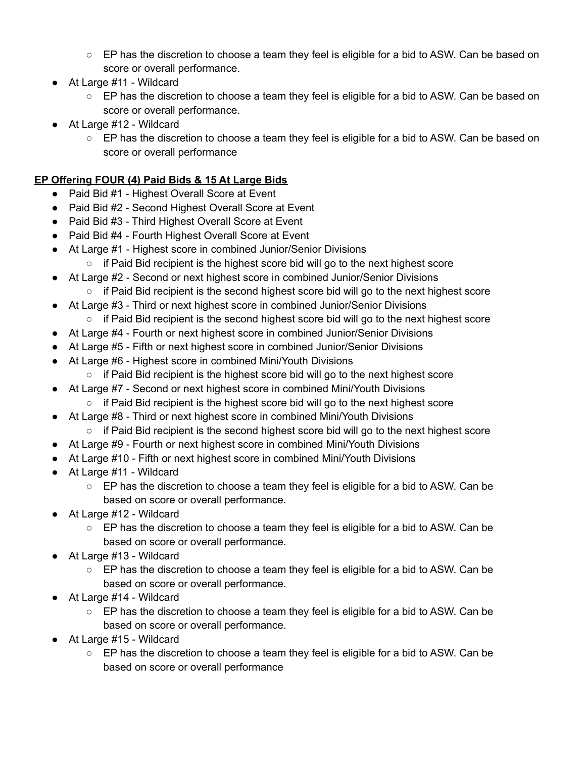- EP has the discretion to choose a team they feel is eligible for a bid to ASW. Can be based on score or overall performance.
- At Large #11 - Wildcard
    - EP has the discretion to choose a team they feel is eligible for a bid to ASW. Can be based on score or overall performance.
- At Large #12 - Wildcard
    - EP has the discretion to choose a team they feel is eligible for a bid to ASW. Can be based on score or overall performance

**<u>EP Offering FOUR (4) Paid Bids & 15 At Large Bids</u>**

- Paid Bid #1 - Highest Overall Score at Event
- Paid Bid #2 - Second Highest Overall Score at Event
- Paid Bid #3 - Third Highest Overall Score at Event
- Paid Bid #4 - Fourth Highest Overall Score at Event
- At Large #1 - Highest score in combined Junior/Senior Divisions
    - if Paid Bid recipient is the highest score bid will go to the next highest score
- At Large #2 - Second or next highest score in combined Junior/Senior Divisions
    - if Paid Bid recipient is the second highest score bid will go to the next highest score
- At Large #3 - Third or next highest score in combined Junior/Senior Divisions
    - if Paid Bid recipient is the second highest score bid will go to the next highest score
- At Large #4 - Fourth or next highest score in combined Junior/Senior Divisions
- At Large #5 - Fifth or next highest score in combined Junior/Senior Divisions
- At Large #6 - Highest score in combined Mini/Youth Divisions
    - if Paid Bid recipient is the highest score bid will go to the next highest score
- At Large #7 - Second or next highest score in combined Mini/Youth Divisions
    - if Paid Bid recipient is the highest score bid will go to the next highest score
- At Large #8 - Third or next highest score in combined Mini/Youth Divisions
    - if Paid Bid recipient is the second highest score bid will go to the next highest score
- At Large #9 - Fourth or next highest score in combined Mini/Youth Divisions
- At Large #10 - Fifth or next highest score in combined Mini/Youth Divisions
- At Large #11 - Wildcard
    - EP has the discretion to choose a team they feel is eligible for a bid to ASW. Can be based on score or overall performance.
- At Large #12 - Wildcard
    - EP has the discretion to choose a team they feel is eligible for a bid to ASW. Can be based on score or overall performance.
- At Large #13 - Wildcard
    - EP has the discretion to choose a team they feel is eligible for a bid to ASW. Can be based on score or overall performance.
- At Large #14 - Wildcard
    - EP has the discretion to choose a team they feel is eligible for a bid to ASW. Can be based on score or overall performance.
- At Large #15 - Wildcard
    - EP has the discretion to choose a team they feel is eligible for a bid to ASW. Can be based on score or overall performance